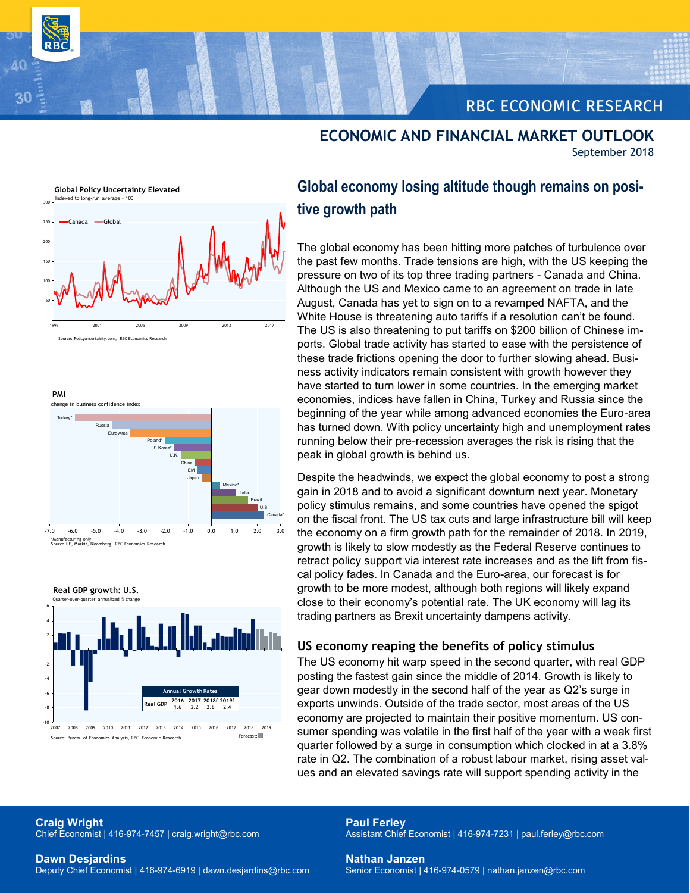# RBC ECONOMIC RESEARCH

## ECONOMIC AND FINANCIAL MARKET OUTLOOK

September 2018

**Global Policy Uncertainty Elevated**
Indexed to long-run average = 100

300
250
200
150
100
50

Canada
Global

1997 2001 2005 2009 2013 2017

Source: Policyuncertainty.com, RBC Economics Research

**PMI**
change in business confidence index

Turkey*
Russia
Euro Area
Poland*
S.Korea*
U.K.
China
EM
Japan
Mexico*
India
Brazil
U.S.
Canada*

-7.0 -6.0 -5.0 -4.0 -3.0 -2.0 -1.0 0.0 1.0 2.0 3.0

*Manufacturing only
Source: IIF, Markit, Bloomberg, RBC Economics Research

**Real GDP growth: U.S.**
Quarter-over-quarter annualized % change

6
4
2
-2
-4
-6
-8
-10

2007 2008 2009 2010 2011 2012 2013 2014 2015 2016 2017 2018 2019

Annual Growth Rates

| | 2016 | 2017 | 2018f | 2019f |
|---|---|---|---|---|
| Real GDP | 1.6 | 2.2 | 2.8 | 2.4 |

Source: Bureau of Economics Analysis, RBC Economic Research

Forecast:

## Global economy losing altitude though remains on positive growth path

The global economy has been hitting more patches of turbulence over the past few months. Trade tensions are high, with the US keeping the pressure on two of its top three trading partners - Canada and China. Although the US and Mexico came to an agreement on trade in late August, Canada has yet to sign on to a revamped NAFTA, and the White House is threatening auto tariffs if a resolution can't be found. The US is also threatening to put tariffs on $200 billion of Chinese imports. Global trade activity has started to ease with the persistence of these trade frictions opening the door to further slowing ahead. Business activity indicators remain consistent with growth however they have started to turn lower in some countries. In the emerging market economies, indices have fallen in China, Turkey and Russia since the beginning of the year while among advanced economies the Euro-area has turned down. With policy uncertainty high and unemployment rates running below their pre-recession averages the risk is rising that the peak in global growth is behind us.

Despite the headwinds, we expect the global economy to post a strong gain in 2018 and to avoid a significant downturn next year. Monetary policy stimulus remains, and some countries have opened the spigot on the fiscal front. The US tax cuts and large infrastructure bill will keep the economy on a firm growth path for the remainder of 2018. In 2019, growth is likely to slow modestly as the Federal Reserve continues to retract policy support via interest rate increases and as the lift from fiscal policy fades. In Canada and the Euro-area, our forecast is for growth to be more modest, although both regions will likely expand close to their economy's potential rate. The UK economy will lag its trading partners as Brexit uncertainty dampens activity.

### US economy reaping the benefits of policy stimulus

The US economy hit warp speed in the second quarter, with real GDP posting the fastest gain since the middle of 2014. Growth is likely to gear down modestly in the second half of the year as Q2's surge in exports unwinds. Outside of the trade sector, most areas of the US economy are projected to maintain their positive momentum. US consumer spending was volatile in the first half of the year with a weak first quarter followed by a surge in consumption which clocked in at a 3.8% rate in Q2. The combination of a robust labour market, rising asset values and an elevated savings rate will support spending activity in the

**Craig Wright**
Chief Economist | 416-974-7457 | craig.wright@rbc.com

**Dawn Desjardins**
Deputy Chief Economist | 416-974-6919 | dawn.desjardins@rbc.com

**Paul Ferley**
Assistant Chief Economist | 416-974-7231 | paul.ferley@rbc.com

**Nathan Janzen**
Senior Economist | 416-974-0579 | nathan.janzen@rbc.com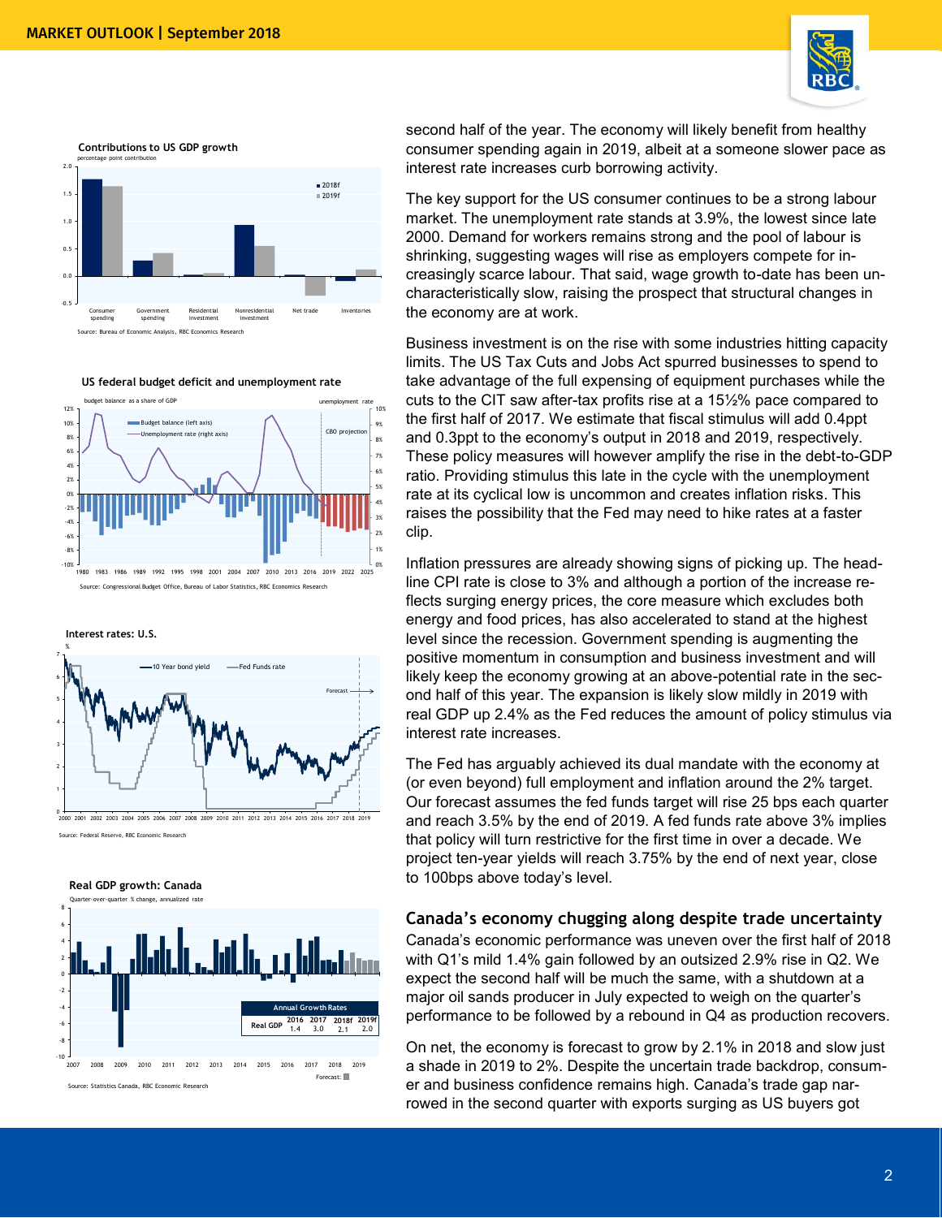**Contributions to US GDP growth**
percentage point contribution

2.0
1.5
1.0
0.5
0.0
-0.5

2018f
2019f

Consumer spending
Government spending
Residential investment
Nonresidential investment
Net trade
Inventories

Source: Bureau of Economic Analysis, RBC Economics Research

**US federal budget deficit and unemployment rate**

budget balance as a share of GDP
unemployment rate

Budget balance (left axis)
Unemployment rate (right axis)
CBO projection

12%
10%
8%
6%
4%
2%
0%
-2%
-4%
-6%
-8%
-10%

10%
9%
8%
7%
6%
5%
4%
3%
2%
1%
0%

1980 1983 1986 1989 1992 1995 1998 2001 2004 2007 2010 2013 2016 2019 2022 2025

Source: Congressional Budget Office, Bureau of Labor Statistics, RBC Economics Research

**Interest rates: U.S.**
%

10 Year bond yield
Fed Funds rate
Forecast

7
6
5
4
3
2
1
0

2000 2001 2002 2003 2004 2005 2006 2007 2008 2009 2010 2011 2012 2013 2014 2015 2016 2017 2018 2019

Source: Federal Reserve, RBC Economic Research

**Real GDP growth: Canada**
Quarter-over-quarter % change, annualized rate

8
6
4
2
0
-2
-4
-6
-8
-10

2007 2008 2009 2010 2011 2012 2013 2014 2015 2016 2017 2018 2019

Forecast:

Source: Statistics Canada, RBC Economic Research

| Annual Growth Rates | 2016 | 2017 | 2018f | 2019f |
|---|---|---|---|---|
| Real GDP | 1.4 | 3.0 | 2.1 | 2.0 |

second half of the year. The economy will likely benefit from healthy consumer spending again in 2019, albeit at a someone slower pace as interest rate increases curb borrowing activity.

The key support for the US consumer continues to be a strong labour market. The unemployment rate stands at 3.9%, the lowest since late 2000. Demand for workers remains strong and the pool of labour is shrinking, suggesting wages will rise as employers compete for increasingly scarce labour. That said, wage growth to-date has been uncharacteristically slow, raising the prospect that structural changes in the economy are at work.

Business investment is on the rise with some industries hitting capacity limits. The US Tax Cuts and Jobs Act spurred businesses to spend to take advantage of the full expensing of equipment purchases while the cuts to the CIT saw after-tax profits rise at a 15½% pace compared to the first half of 2017. We estimate that fiscal stimulus will add 0.4ppt and 0.3ppt to the economy's output in 2018 and 2019, respectively. These policy measures will however amplify the rise in the debt-to-GDP ratio. Providing stimulus this late in the cycle with the unemployment rate at its cyclical low is uncommon and creates inflation risks. This raises the possibility that the Fed may need to hike rates at a faster clip.

Inflation pressures are already showing signs of picking up. The headline CPI rate is close to 3% and although a portion of the increase reflects surging energy prices, the core measure which excludes both energy and food prices, has also accelerated to stand at the highest level since the recession. Government spending is augmenting the positive momentum in consumption and business investment and will likely keep the economy growing at an above-potential rate in the second half of this year. The expansion is likely slow mildly in 2019 with real GDP up 2.4% as the Fed reduces the amount of policy stimulus via interest rate increases.

The Fed has arguably achieved its dual mandate with the economy at (or even beyond) full employment and inflation around the 2% target. Our forecast assumes the fed funds target will rise 25 bps each quarter and reach 3.5% by the end of 2019. A fed funds rate above 3% implies that policy will turn restrictive for the first time in over a decade. We project ten-year yields will reach 3.75% by the end of next year, close to 100bps above today's level.

## Canada's economy chugging along despite trade uncertainty

Canada's economic performance was uneven over the first half of 2018 with Q1's mild 1.4% gain followed by an outsized 2.9% rise in Q2. We expect the second half will be much the same, with a shutdown at a major oil sands producer in July expected to weigh on the quarter's performance to be followed by a rebound in Q4 as production recovers.

On net, the economy is forecast to grow by 2.1% in 2018 and slow just a shade in 2019 to 2%. Despite the uncertain trade backdrop, consumer and business confidence remains high. Canada's trade gap narrowed in the second quarter with exports surging as US buyers got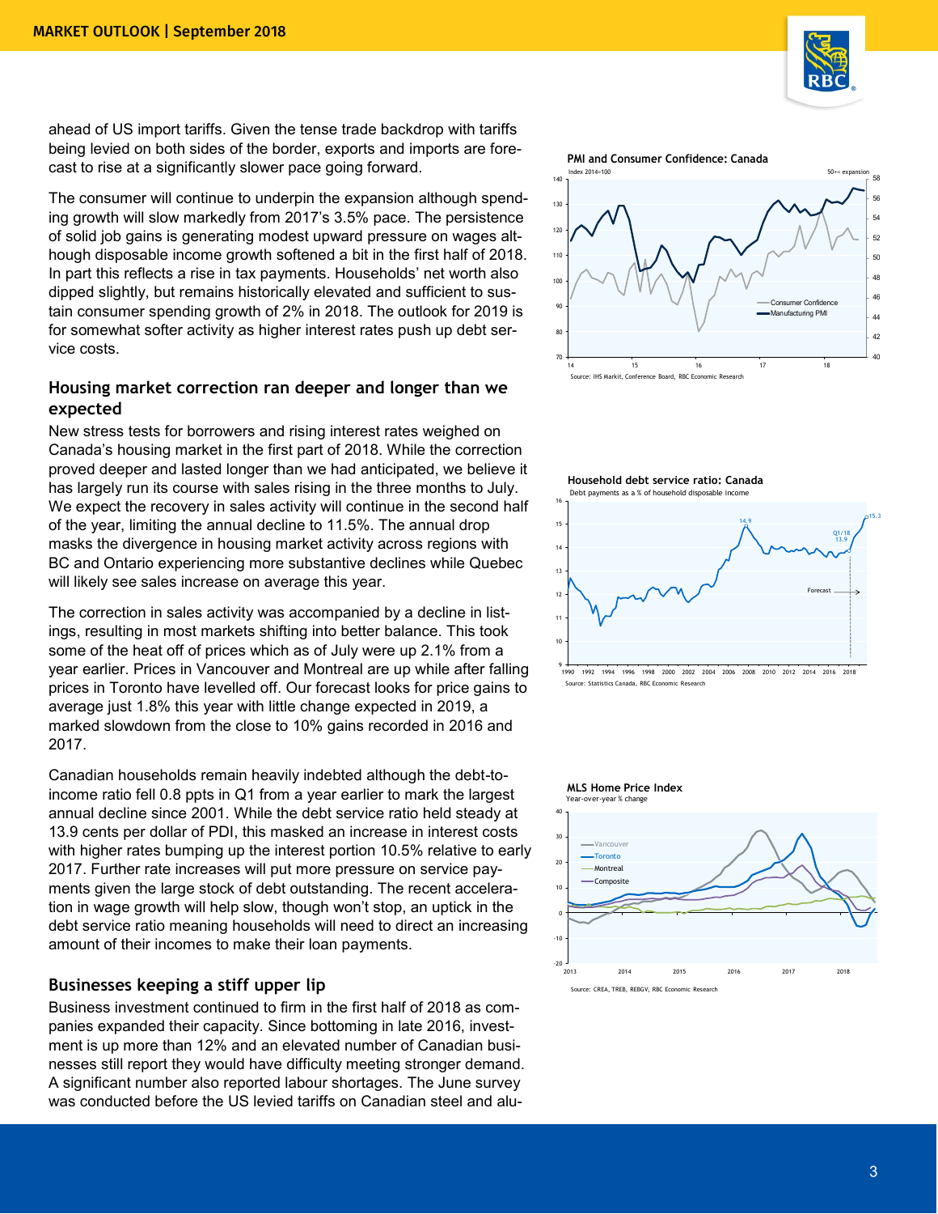ahead of US import tariffs. Given the tense trade backdrop with tariffs being levied on both sides of the border, exports and imports are forecast to rise at a significantly slower pace going forward.

The consumer will continue to underpin the expansion although spending growth will slow markedly from 2017's 3.5% pace. The persistence of solid job gains is generating modest upward pressure on wages although disposable income growth softened a bit in the first half of 2018. In part this reflects a rise in tax payments. Households' net worth also dipped slightly, but remains historically elevated and sufficient to sustain consumer spending growth of 2% in 2018. The outlook for 2019 is for somewhat softer activity as higher interest rates push up debt service costs.

## Housing market correction ran deeper and longer than we expected

New stress tests for borrowers and rising interest rates weighed on Canada's housing market in the first part of 2018. While the correction proved deeper and lasted longer than we had anticipated, we believe it has largely run its course with sales rising in the three months to July. We expect the recovery in sales activity will continue in the second half of the year, limiting the annual decline to 11.5%. The annual drop masks the divergence in housing market activity across regions with BC and Ontario experiencing more substantive declines while Quebec will likely see sales increase on average this year.

The correction in sales activity was accompanied by a decline in listings, resulting in most markets shifting into better balance. This took some of the heat off of prices which as of July were up 2.1% from a year earlier. Prices in Vancouver and Montreal are up while after falling prices in Toronto have levelled off. Our forecast looks for price gains to average just 1.8% this year with little change expected in 2019, a marked slowdown from the close to 10% gains recorded in 2016 and 2017.

Canadian households remain heavily indebted although the debt-to-income ratio fell 0.8 ppts in Q1 from a year earlier to mark the largest annual decline since 2001. While the debt service ratio held steady at 13.9 cents per dollar of PDI, this masked an increase in interest costs with higher rates bumping up the interest portion 10.5% relative to early 2017. Further rate increases will put more pressure on service payments given the large stock of debt outstanding. The recent acceleration in wage growth will help slow, though won't stop, an uptick in the debt service ratio meaning households will need to direct an increasing amount of their incomes to make their loan payments.

## Businesses keeping a stiff upper lip

Business investment continued to firm in the first half of 2018 as companies expanded their capacity. Since bottoming in late 2016, investment is up more than 12% and an elevated number of Canadian businesses still report they would have difficulty meeting stronger demand. A significant number also reported labour shortages. The June survey was conducted before the US levied tariffs on Canadian steel and alu-

**PMI and Consumer Confidence: Canada**

Index 2014=100

50+= expansion

Consumer Confidence

Manufacturing PMI

Source: IHS Markit, Conference Board, RBC Economic Research

**Household debt service ratio: Canada**

Debt payments as a % of household disposable income

14.9

Q1/18 13.9

15.3

Forecast

Source: Statistics Canada, RBC Economic Research

**MLS Home Price Index**

Year-over-year % change

Vancouver

Toronto

Montreal

Composite

Source: CREA, TREB, REBGV, RBC Economic Research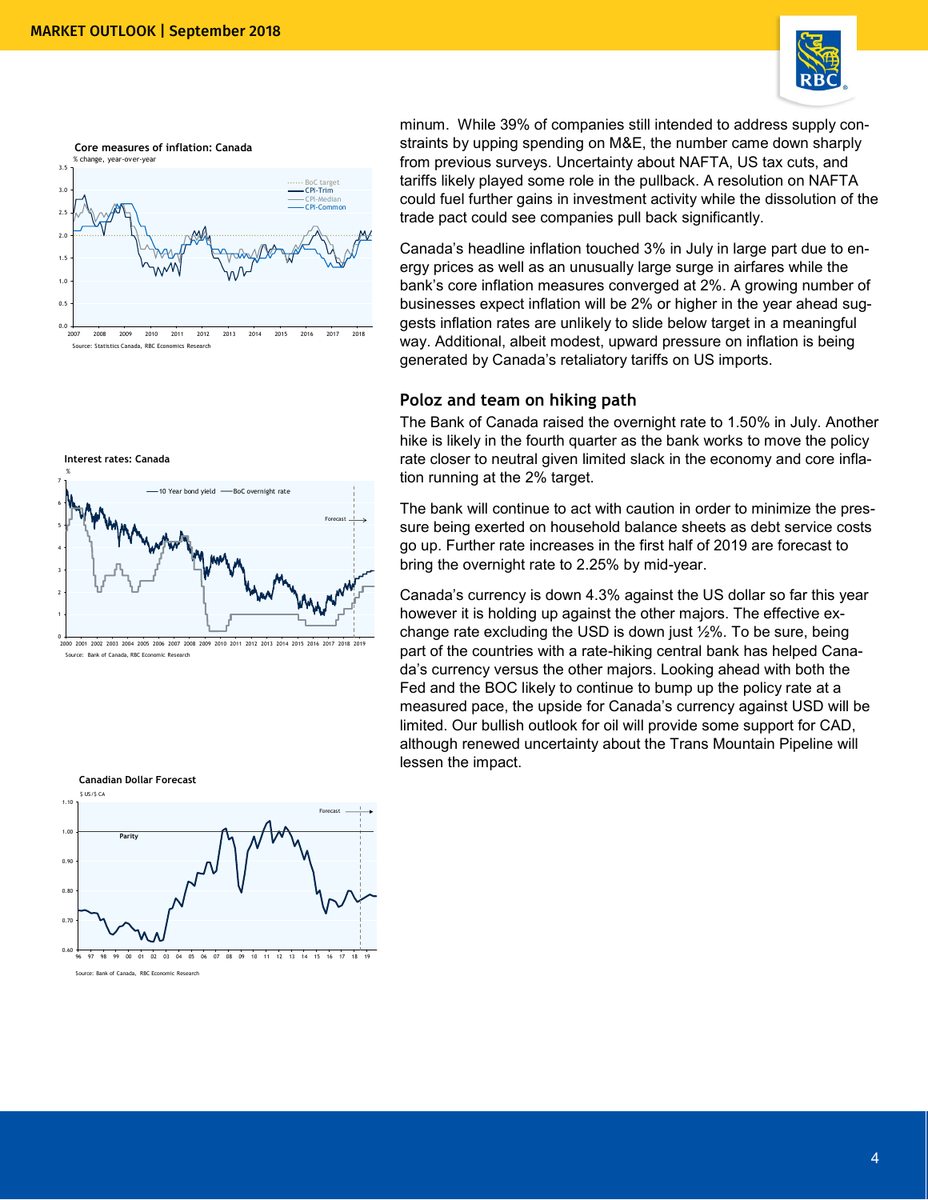Core measures of inflation: Canada

% change, year-over-year

BoC target
CPI-Trim
CPI-Median
CPI-Common

Source: Statistics Canada, RBC Economics Research

Interest rates: Canada

%

10 Year bond yield
BoC overnight rate
Forecast

Source: Bank of Canada, RBC Economic Research

Canadian Dollar Forecast

$ US/$ CA

Parity
Forecast

Source: Bank of Canada, RBC Economic Research

minum. While 39% of companies still intended to address supply constraints by upping spending on M&E, the number came down sharply from previous surveys. Uncertainty about NAFTA, US tax cuts, and tariffs likely played some role in the pullback. A resolution on NAFTA could fuel further gains in investment activity while the dissolution of the trade pact could see companies pull back significantly.

Canada's headline inflation touched 3% in July in large part due to energy prices as well as an unusually large surge in airfares while the bank's core inflation measures converged at 2%. A growing number of businesses expect inflation will be 2% or higher in the year ahead suggests inflation rates are unlikely to slide below target in a meaningful way. Additional, albeit modest, upward pressure on inflation is being generated by Canada's retaliatory tariffs on US imports.

## Poloz and team on hiking path

The Bank of Canada raised the overnight rate to 1.50% in July. Another hike is likely in the fourth quarter as the bank works to move the policy rate closer to neutral given limited slack in the economy and core inflation running at the 2% target.

The bank will continue to act with caution in order to minimize the pressure being exerted on household balance sheets as debt service costs go up. Further rate increases in the first half of 2019 are forecast to bring the overnight rate to 2.25% by mid-year.

Canada's currency is down 4.3% against the US dollar so far this year however it is holding up against the other majors. The effective exchange rate excluding the USD is down just ½%. To be sure, being part of the countries with a rate-hiking central bank has helped Canada's currency versus the other majors. Looking ahead with both the Fed and the BOC likely to continue to bump up the policy rate at a measured pace, the upside for Canada's currency against USD will be limited. Our bullish outlook for oil will provide some support for CAD, although renewed uncertainty about the Trans Mountain Pipeline will lessen the impact.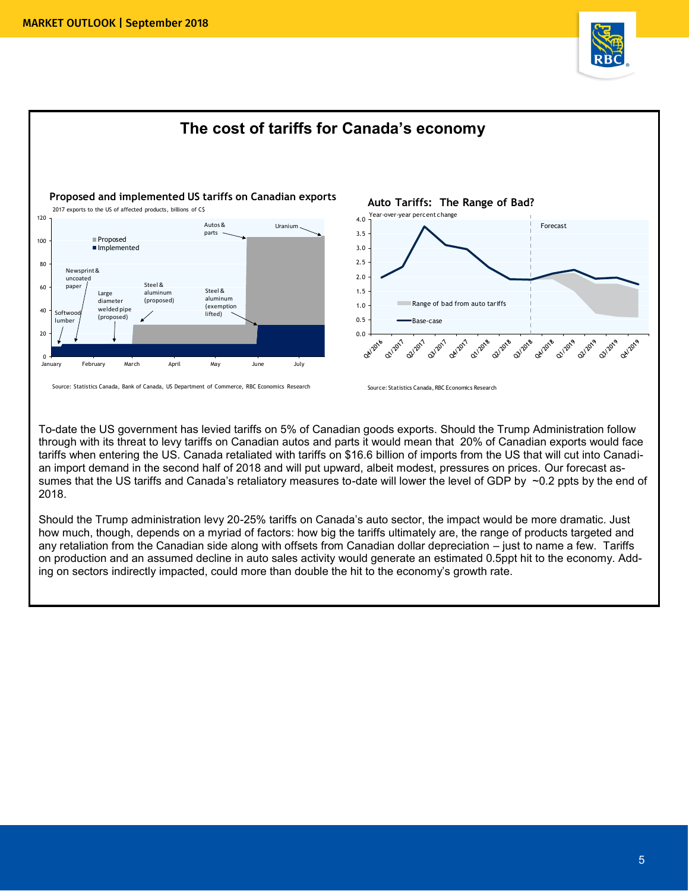## The cost of tariffs for Canada's economy

**Proposed and implemented US tariffs on Canadian exports**

2017 exports to the US of affected products, billions of C$

120
100
80
60
40
20
0

January February March April May June July

Proposed
Implemented

Softwood lumber
Newsprint & uncoated paper
Large diameter welded pipe (proposed)
Steel & aluminum (proposed)
Steel & aluminum (exemption lifted)
Autos & parts
Uranium

Source: Statistics Canada, Bank of Canada, US Department of Commerce, RBC Economics Research

**Auto Tariffs: The Range of Bad?**

Year-over-year percent change

4.0
3.5
3.0
2.5
2.0
1.5
1.0
0.5
0.0

Forecast

Range of bad from auto tariffs
Base-case

Q4/2016 Q1/2017 Q2/2017 Q3/2017 Q4/2017 Q1/2018 Q2/2018 Q3/2018 Q4/2018 Q1/2019 Q2/2019 Q3/2019 Q4/2019

Source: Statistics Canada, RBC Economics Research

To-date the US government has levied tariffs on 5% of Canadian goods exports. Should the Trump Administration follow through with its threat to levy tariffs on Canadian autos and parts it would mean that 20% of Canadian exports would face tariffs when entering the US. Canada retaliated with tariffs on $16.6 billion of imports from the US that will cut into Canadian import demand in the second half of 2018 and will put upward, albeit modest, pressures on prices. Our forecast assumes that the US tariffs and Canada's retaliatory measures to-date will lower the level of GDP by ~0.2 ppts by the end of 2018.

Should the Trump administration levy 20-25% tariffs on Canada's auto sector, the impact would be more dramatic. Just how much, though, depends on a myriad of factors: how big the tariffs ultimately are, the range of products targeted and any retaliation from the Canadian side along with offsets from Canadian dollar depreciation – just to name a few. Tariffs on production and an assumed decline in auto sales activity would generate an estimated 0.5ppt hit to the economy. Adding on sectors indirectly impacted, could more than double the hit to the economy's growth rate.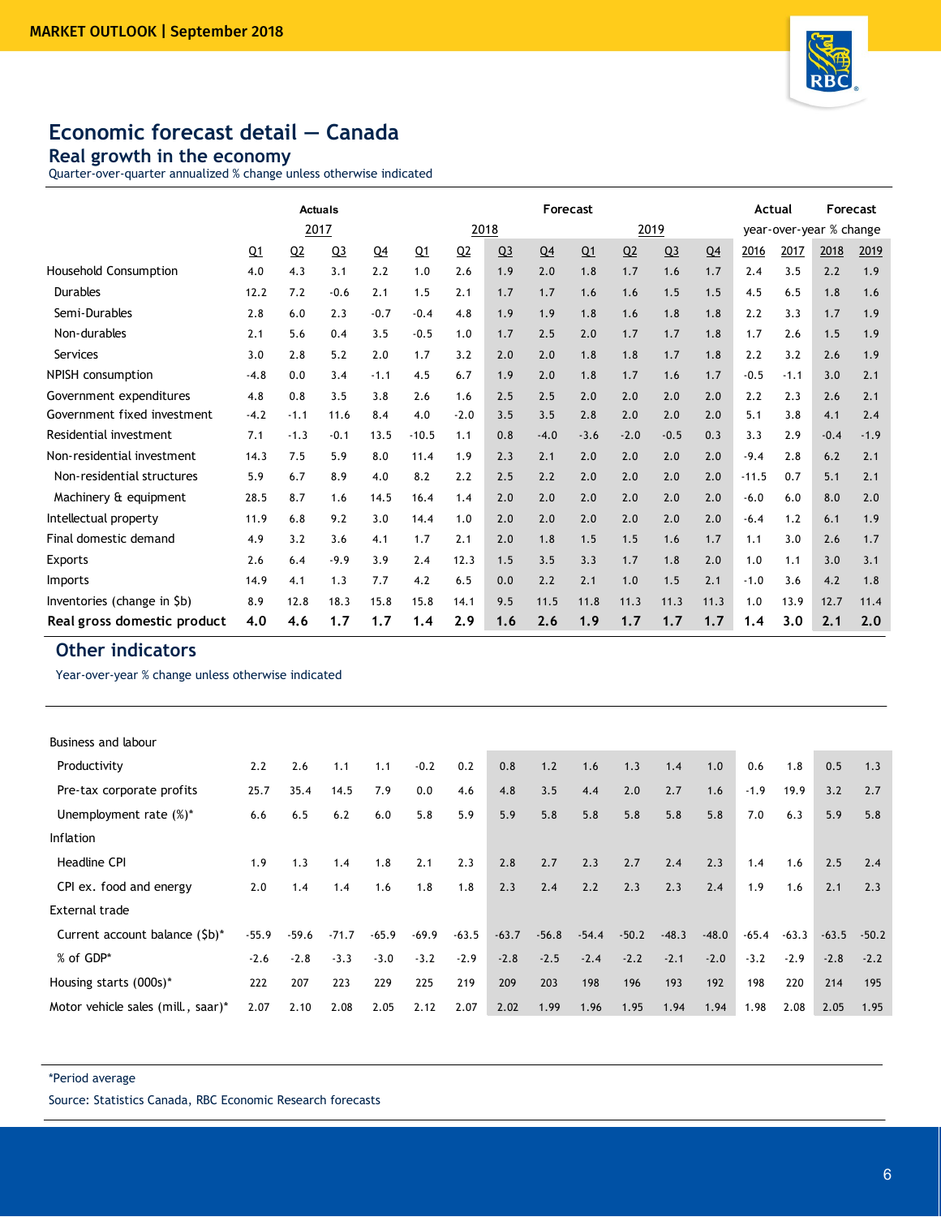## Economic forecast detail — Canada

### Real growth in the economy

Quarter-over-quarter annualized % change unless otherwise indicated

| | Actuals | | | | | | Forecast | | | | | | Actual | | Forecast | |
|---|---|---|---|---|---|---|---|---|---|---|---|---|---|---|---|---|
| | 2017 | | | | 2018 | | | | 2019 | | | | year-over-year % change | | | |
| | Q1 | Q2 | Q3 | Q4 | Q1 | Q2 | Q3 | Q4 | Q1 | Q2 | Q3 | Q4 | 2016 | 2017 | 2018 | 2019 |
| Household Consumption | 4.0 | 4.3 | 3.1 | 2.2 | 1.0 | 2.6 | 1.9 | 2.0 | 1.8 | 1.7 | 1.6 | 1.7 | 2.4 | 3.5 | 2.2 | 1.9 |
| Durables | 12.2 | 7.2 | -0.6 | 2.1 | 1.5 | 2.1 | 1.7 | 1.7 | 1.6 | 1.6 | 1.5 | 1.5 | 4.5 | 6.5 | 1.8 | 1.6 |
| Semi-Durables | 2.8 | 6.0 | 2.3 | -0.7 | -0.4 | 4.8 | 1.9 | 1.9 | 1.8 | 1.6 | 1.8 | 1.8 | 2.2 | 3.3 | 1.7 | 1.9 |
| Non-durables | 2.1 | 5.6 | 0.4 | 3.5 | -0.5 | 1.0 | 1.7 | 2.5 | 2.0 | 1.7 | 1.7 | 1.8 | 1.7 | 2.6 | 1.5 | 1.9 |
| Services | 3.0 | 2.8 | 5.2 | 2.0 | 1.7 | 3.2 | 2.0 | 2.0 | 1.8 | 1.8 | 1.7 | 1.8 | 2.2 | 3.2 | 2.6 | 1.9 |
| NPISH consumption | -4.8 | 0.0 | 3.4 | -1.1 | 4.5 | 6.7 | 1.9 | 2.0 | 1.8 | 1.7 | 1.6 | 1.7 | -0.5 | -1.1 | 3.0 | 2.1 |
| Government expenditures | 4.8 | 0.8 | 3.5 | 3.8 | 2.6 | 1.6 | 2.5 | 2.5 | 2.0 | 2.0 | 2.0 | 2.0 | 2.2 | 2.3 | 2.6 | 2.1 |
| Government fixed investment | -4.2 | -1.1 | 11.6 | 8.4 | 4.0 | -2.0 | 3.5 | 3.5 | 2.8 | 2.0 | 2.0 | 2.0 | 5.1 | 3.8 | 4.1 | 2.4 |
| Residential investment | 7.1 | -1.3 | -0.1 | 13.5 | -10.5 | 1.1 | 0.8 | -4.0 | -3.6 | -2.0 | -0.5 | 0.3 | 3.3 | 2.9 | -0.4 | -1.9 |
| Non-residential investment | 14.3 | 7.5 | 5.9 | 8.0 | 11.4 | 1.9 | 2.3 | 2.1 | 2.0 | 2.0 | 2.0 | 2.0 | -9.4 | 2.8 | 6.2 | 2.1 |
| Non-residential structures | 5.9 | 6.7 | 8.9 | 4.0 | 8.2 | 2.2 | 2.5 | 2.2 | 2.0 | 2.0 | 2.0 | 2.0 | -11.5 | 0.7 | 5.1 | 2.1 |
| Machinery & equipment | 28.5 | 8.7 | 1.6 | 14.5 | 16.4 | 1.4 | 2.0 | 2.0 | 2.0 | 2.0 | 2.0 | 2.0 | -6.0 | 6.0 | 8.0 | 2.0 |
| Intellectual property | 11.9 | 6.8 | 9.2 | 3.0 | 14.4 | 1.0 | 2.0 | 2.0 | 2.0 | 2.0 | 2.0 | 2.0 | -6.4 | 1.2 | 6.1 | 1.9 |
| Final domestic demand | 4.9 | 3.2 | 3.6 | 4.1 | 1.7 | 2.1 | 2.0 | 1.8 | 1.5 | 1.5 | 1.6 | 1.7 | 1.1 | 3.0 | 2.6 | 1.7 |
| Exports | 2.6 | 6.4 | -9.9 | 3.9 | 2.4 | 12.3 | 1.5 | 3.5 | 3.3 | 1.7 | 1.8 | 2.0 | 1.0 | 1.1 | 3.0 | 3.1 |
| Imports | 14.9 | 4.1 | 1.3 | 7.7 | 4.2 | 6.5 | 0.0 | 2.2 | 2.1 | 1.0 | 1.5 | 2.1 | -1.0 | 3.6 | 4.2 | 1.8 |
| Inventories (change in $b) | 8.9 | 12.8 | 18.3 | 15.8 | 15.8 | 14.1 | 9.5 | 11.5 | 11.8 | 11.3 | 11.3 | 11.3 | 1.0 | 13.9 | 12.7 | 11.4 |
| **Real gross domestic product** | **4.0** | **4.6** | **1.7** | **1.7** | **1.4** | **2.9** | **1.6** | **2.6** | **1.9** | **1.7** | **1.7** | **1.7** | **1.4** | **3.0** | **2.1** | **2.0** |

### Other indicators

Year-over-year % change unless otherwise indicated

| | 2017 Q1 | 2017 Q2 | 2017 Q3 | 2017 Q4 | 2018 Q1 | 2018 Q2 | 2018 Q3 | 2018 Q4 | 2019 Q1 | 2019 Q2 | 2019 Q3 | 2019 Q4 | 2016 | 2017 | 2018 | 2019 |
|---|---|---|---|---|---|---|---|---|---|---|---|---|---|---|---|---|
| Business and labour | | | | | | | | | | | | | | | | |
| Productivity | 2.2 | 2.6 | 1.1 | 1.1 | -0.2 | 0.2 | 0.8 | 1.2 | 1.6 | 1.3 | 1.4 | 1.0 | 0.6 | 1.8 | 0.5 | 1.3 |
| Pre-tax corporate profits | 25.7 | 35.4 | 14.5 | 7.9 | 0.0 | 4.6 | 4.8 | 3.5 | 4.4 | 2.0 | 2.7 | 1.6 | -1.9 | 19.9 | 3.2 | 2.7 |
| Unemployment rate (%)* | 6.6 | 6.5 | 6.2 | 6.0 | 5.8 | 5.9 | 5.9 | 5.8 | 5.8 | 5.8 | 5.8 | 5.8 | 7.0 | 6.3 | 5.9 | 5.8 |
| Inflation | | | | | | | | | | | | | | | | |
| Headline CPI | 1.9 | 1.3 | 1.4 | 1.8 | 2.1 | 2.3 | 2.8 | 2.7 | 2.3 | 2.7 | 2.4 | 2.3 | 1.4 | 1.6 | 2.5 | 2.4 |
| CPI ex. food and energy | 2.0 | 1.4 | 1.4 | 1.6 | 1.8 | 1.8 | 2.3 | 2.4 | 2.2 | 2.3 | 2.3 | 2.4 | 1.9 | 1.6 | 2.1 | 2.3 |
| External trade | | | | | | | | | | | | | | | | |
| Current account balance ($b)* | -55.9 | -59.6 | -71.7 | -65.9 | -69.9 | -63.5 | -63.7 | -56.8 | -54.4 | -50.2 | -48.3 | -48.0 | -65.4 | -63.3 | -63.5 | -50.2 |
| % of GDP* | -2.6 | -2.8 | -3.3 | -3.0 | -3.2 | -2.9 | -2.8 | -2.5 | -2.4 | -2.2 | -2.1 | -2.0 | -3.2 | -2.9 | -2.8 | -2.2 |
| Housing starts (000s)* | 222 | 207 | 223 | 229 | 225 | 219 | 209 | 203 | 198 | 196 | 193 | 192 | 198 | 220 | 214 | 195 |
| Motor vehicle sales (mill., saar)* | 2.07 | 2.10 | 2.08 | 2.05 | 2.12 | 2.07 | 2.02 | 1.99 | 1.96 | 1.95 | 1.94 | 1.94 | 1.98 | 2.08 | 2.05 | 1.95 |

*Period average

Source: Statistics Canada, RBC Economic Research forecasts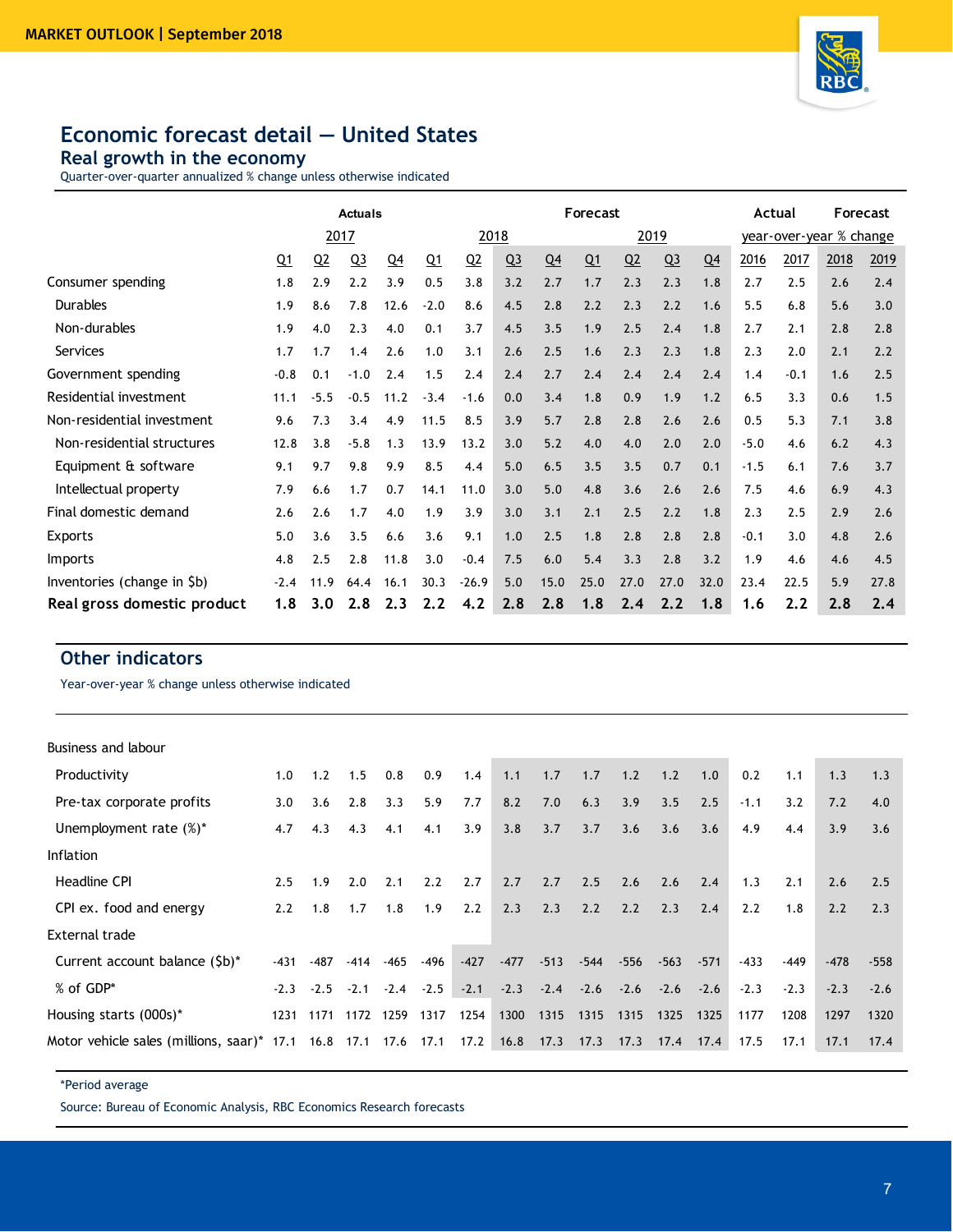# Economic forecast detail — United States

## Real growth in the economy

Quarter-over-quarter annualized % change unless otherwise indicated

| | Actuals | | | | | | Forecast | | | | | | Actual | | Forecast | |
|---|---|---|---|---|---|---|---|---|---|---|---|---|---|---|---|---|
| | 2017 | | | | 2018 | | | | 2019 | | | | year-over-year % change | | | |
| | Q1 | Q2 | Q3 | Q4 | Q1 | Q2 | Q3 | Q4 | Q1 | Q2 | Q3 | Q4 | 2016 | 2017 | 2018 | 2019 |
| Consumer spending | 1.8 | 2.9 | 2.2 | 3.9 | 0.5 | 3.8 | 3.2 | 2.7 | 1.7 | 2.3 | 2.3 | 1.8 | 2.7 | 2.5 | 2.6 | 2.4 |
| Durables | 1.9 | 8.6 | 7.8 | 12.6 | -2.0 | 8.6 | 4.5 | 2.8 | 2.2 | 2.3 | 2.2 | 1.6 | 5.5 | 6.8 | 5.6 | 3.0 |
| Non-durables | 1.9 | 4.0 | 2.3 | 4.0 | 0.1 | 3.7 | 4.5 | 3.5 | 1.9 | 2.5 | 2.4 | 1.8 | 2.7 | 2.1 | 2.8 | 2.8 |
| Services | 1.7 | 1.7 | 1.4 | 2.6 | 1.0 | 3.1 | 2.6 | 2.5 | 1.6 | 2.3 | 2.3 | 1.8 | 2.3 | 2.0 | 2.1 | 2.2 |
| Government spending | -0.8 | 0.1 | -1.0 | 2.4 | 1.5 | 2.4 | 2.4 | 2.7 | 2.4 | 2.4 | 2.4 | 2.4 | 1.4 | -0.1 | 1.6 | 2.5 |
| Residential investment | 11.1 | -5.5 | -0.5 | 11.2 | -3.4 | -1.6 | 0.0 | 3.4 | 1.8 | 0.9 | 1.9 | 1.2 | 6.5 | 3.3 | 0.6 | 1.5 |
| Non-residential investment | 9.6 | 7.3 | 3.4 | 4.9 | 11.5 | 8.5 | 3.9 | 5.7 | 2.8 | 2.8 | 2.6 | 2.6 | 0.5 | 5.3 | 7.1 | 3.8 |
| Non-residential structures | 12.8 | 3.8 | -5.8 | 1.3 | 13.9 | 13.2 | 3.0 | 5.2 | 4.0 | 4.0 | 2.0 | 2.0 | -5.0 | 4.6 | 6.2 | 4.3 |
| Equipment & software | 9.1 | 9.7 | 9.8 | 9.9 | 8.5 | 4.4 | 5.0 | 6.5 | 3.5 | 3.5 | 0.7 | 0.1 | -1.5 | 6.1 | 7.6 | 3.7 |
| Intellectual property | 7.9 | 6.6 | 1.7 | 0.7 | 14.1 | 11.0 | 3.0 | 5.0 | 4.8 | 3.6 | 2.6 | 2.6 | 7.5 | 4.6 | 6.9 | 4.3 |
| Final domestic demand | 2.6 | 2.6 | 1.7 | 4.0 | 1.9 | 3.9 | 3.0 | 3.1 | 2.1 | 2.5 | 2.2 | 1.8 | 2.3 | 2.5 | 2.9 | 2.6 |
| Exports | 5.0 | 3.6 | 3.5 | 6.6 | 3.6 | 9.1 | 1.0 | 2.5 | 1.8 | 2.8 | 2.8 | 2.8 | -0.1 | 3.0 | 4.8 | 2.6 |
| Imports | 4.8 | 2.5 | 2.8 | 11.8 | 3.0 | -0.4 | 7.5 | 6.0 | 5.4 | 3.3 | 2.8 | 3.2 | 1.9 | 4.6 | 4.6 | 4.5 |
| Inventories (change in $b) | -2.4 | 11.9 | 64.4 | 16.1 | 30.3 | -26.9 | 5.0 | 15.0 | 25.0 | 27.0 | 27.0 | 32.0 | 23.4 | 22.5 | 5.9 | 27.8 |
| **Real gross domestic product** | **1.8** | **3.0** | **2.8** | **2.3** | **2.2** | **4.2** | **2.8** | **2.8** | **1.8** | **2.4** | **2.2** | **1.8** | **1.6** | **2.2** | **2.8** | **2.4** |

## Other indicators

Year-over-year % change unless otherwise indicated

| | Q1 | Q2 | Q3 | Q4 | Q1 | Q2 | Q3 | Q4 | Q1 | Q2 | Q3 | Q4 | 2016 | 2017 | 2018 | 2019 |
|---|---|---|---|---|---|---|---|---|---|---|---|---|---|---|---|---|
| Business and labour | | | | | | | | | | | | | | | | |
| Productivity | 1.0 | 1.2 | 1.5 | 0.8 | 0.9 | 1.4 | 1.1 | 1.7 | 1.7 | 1.2 | 1.2 | 1.0 | 0.2 | 1.1 | 1.3 | 1.3 |
| Pre-tax corporate profits | 3.0 | 3.6 | 2.8 | 3.3 | 5.9 | 7.7 | 8.2 | 7.0 | 6.3 | 3.9 | 3.5 | 2.5 | -1.1 | 3.2 | 7.2 | 4.0 |
| Unemployment rate (%)* | 4.7 | 4.3 | 4.3 | 4.1 | 4.1 | 3.9 | 3.8 | 3.7 | 3.7 | 3.6 | 3.6 | 3.6 | 4.9 | 4.4 | 3.9 | 3.6 |
| Inflation | | | | | | | | | | | | | | | | |
| Headline CPI | 2.5 | 1.9 | 2.0 | 2.1 | 2.2 | 2.7 | 2.7 | 2.7 | 2.5 | 2.6 | 2.6 | 2.4 | 1.3 | 2.1 | 2.6 | 2.5 |
| CPI ex. food and energy | 2.2 | 1.8 | 1.7 | 1.8 | 1.9 | 2.2 | 2.3 | 2.3 | 2.2 | 2.2 | 2.3 | 2.4 | 2.2 | 1.8 | 2.2 | 2.3 |
| External trade | | | | | | | | | | | | | | | | |
| Current account balance ($b)* | -431 | -487 | -414 | -465 | -496 | -427 | -477 | -513 | -544 | -556 | -563 | -571 | -433 | -449 | -478 | -558 |
| % of GDP* | -2.3 | -2.5 | -2.1 | -2.4 | -2.5 | -2.1 | -2.3 | -2.4 | -2.6 | -2.6 | -2.6 | -2.6 | -2.3 | -2.3 | -2.3 | -2.6 |
| Housing starts (000s)* | 1231 | 1171 | 1172 | 1259 | 1317 | 1254 | 1300 | 1315 | 1315 | 1315 | 1325 | 1325 | 1177 | 1208 | 1297 | 1320 |
| Motor vehicle sales (millions, saar)* | 17.1 | 16.8 | 17.1 | 17.6 | 17.1 | 17.2 | 16.8 | 17.3 | 17.3 | 17.3 | 17.4 | 17.4 | 17.5 | 17.1 | 17.1 | 17.4 |

*Period average

Source: Bureau of Economic Analysis, RBC Economics Research forecasts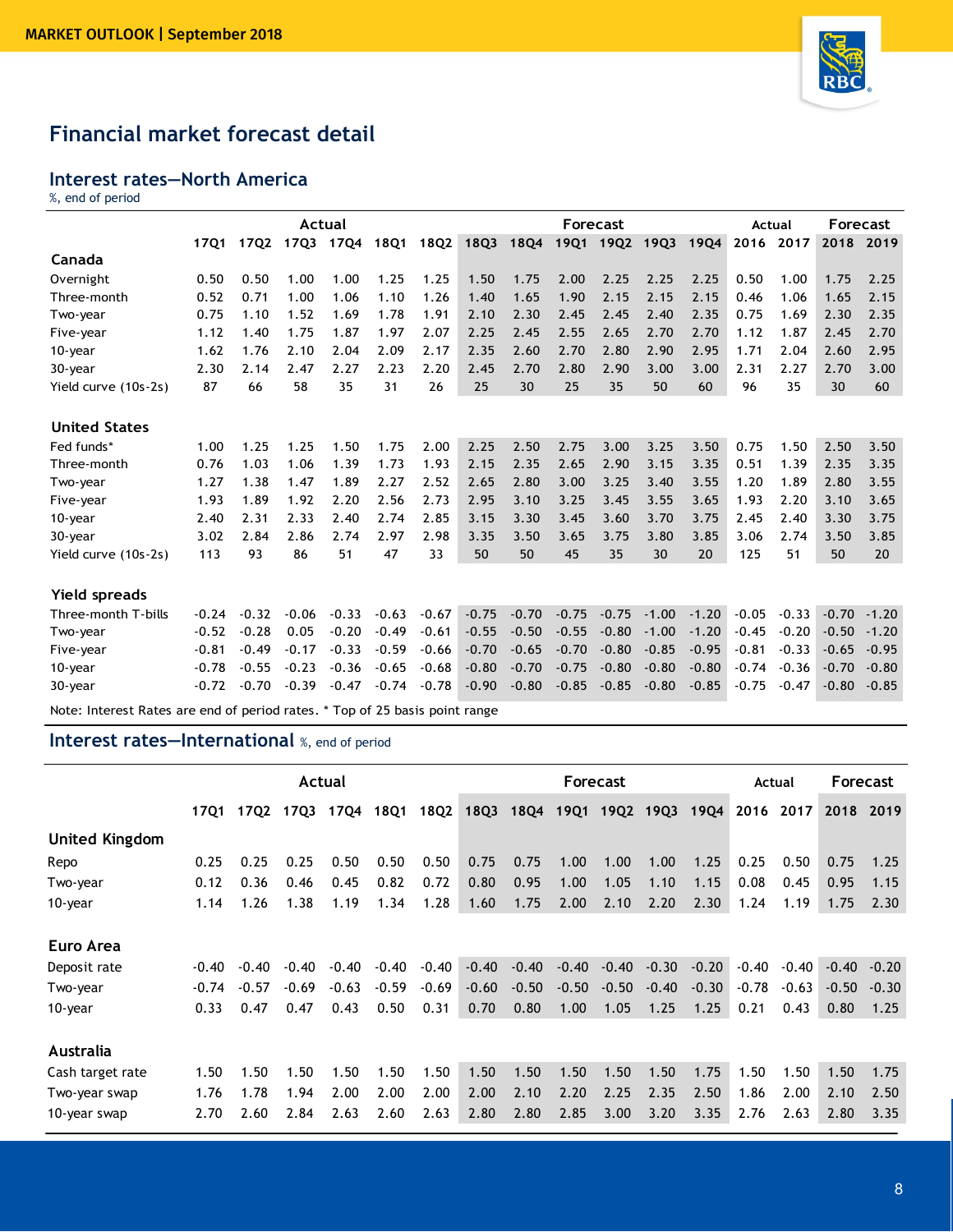# Financial market forecast detail

## Interest rates—North America

%, end of period

| | Actual | | | | | | Forecast | | | | | | Actual | | Forecast | |
|---|---|---|---|---|---|---|---|---|---|---|---|---|---|---|---|---|
| | 17Q1 | 17Q2 | 17Q3 | 17Q4 | 18Q1 | 18Q2 | 18Q3 | 18Q4 | 19Q1 | 19Q2 | 19Q3 | 19Q4 | 2016 | 2017 | 2018 | 2019 |
| **Canada** | | | | | | | | | | | | | | | | |
| Overnight | 0.50 | 0.50 | 1.00 | 1.00 | 1.25 | 1.25 | 1.50 | 1.75 | 2.00 | 2.25 | 2.25 | 2.25 | 0.50 | 1.00 | 1.75 | 2.25 |
| Three-month | 0.52 | 0.71 | 1.00 | 1.06 | 1.10 | 1.26 | 1.40 | 1.65 | 1.90 | 2.15 | 2.15 | 2.15 | 0.46 | 1.06 | 1.65 | 2.15 |
| Two-year | 0.75 | 1.10 | 1.52 | 1.69 | 1.78 | 1.91 | 2.10 | 2.30 | 2.45 | 2.45 | 2.40 | 2.35 | 0.75 | 1.69 | 2.30 | 2.35 |
| Five-year | 1.12 | 1.40 | 1.75 | 1.87 | 1.97 | 2.07 | 2.25 | 2.45 | 2.55 | 2.65 | 2.70 | 2.70 | 1.12 | 1.87 | 2.45 | 2.70 |
| 10-year | 1.62 | 1.76 | 2.10 | 2.04 | 2.09 | 2.17 | 2.35 | 2.60 | 2.70 | 2.80 | 2.90 | 2.95 | 1.71 | 2.04 | 2.60 | 2.95 |
| 30-year | 2.30 | 2.14 | 2.47 | 2.27 | 2.23 | 2.20 | 2.45 | 2.70 | 2.80 | 2.90 | 3.00 | 3.00 | 2.31 | 2.27 | 2.70 | 3.00 |
| Yield curve (10s-2s) | 87 | 66 | 58 | 35 | 31 | 26 | 25 | 30 | 25 | 35 | 50 | 60 | 96 | 35 | 30 | 60 |
| **United States** | | | | | | | | | | | | | | | | |
| Fed funds* | 1.00 | 1.25 | 1.25 | 1.50 | 1.75 | 2.00 | 2.25 | 2.50 | 2.75 | 3.00 | 3.25 | 3.50 | 0.75 | 1.50 | 2.50 | 3.50 |
| Three-month | 0.76 | 1.03 | 1.06 | 1.39 | 1.73 | 1.93 | 2.15 | 2.35 | 2.65 | 2.90 | 3.15 | 3.35 | 0.51 | 1.39 | 2.35 | 3.35 |
| Two-year | 1.27 | 1.38 | 1.47 | 1.89 | 2.27 | 2.52 | 2.65 | 2.80 | 3.00 | 3.25 | 3.40 | 3.55 | 1.20 | 1.89 | 2.80 | 3.55 |
| Five-year | 1.93 | 1.89 | 1.92 | 2.20 | 2.56 | 2.73 | 2.95 | 3.10 | 3.25 | 3.45 | 3.55 | 3.65 | 1.93 | 2.20 | 3.10 | 3.65 |
| 10-year | 2.40 | 2.31 | 2.33 | 2.40 | 2.74 | 2.85 | 3.15 | 3.30 | 3.45 | 3.60 | 3.70 | 3.75 | 2.45 | 2.40 | 3.30 | 3.75 |
| 30-year | 3.02 | 2.84 | 2.86 | 2.74 | 2.97 | 2.98 | 3.35 | 3.50 | 3.65 | 3.75 | 3.80 | 3.85 | 3.06 | 2.74 | 3.50 | 3.85 |
| Yield curve (10s-2s) | 113 | 93 | 86 | 51 | 47 | 33 | 50 | 50 | 45 | 35 | 30 | 20 | 125 | 51 | 50 | 20 |
| **Yield spreads** | | | | | | | | | | | | | | | | |
| Three-month T-bills | -0.24 | -0.32 | -0.06 | -0.33 | -0.63 | -0.67 | -0.75 | -0.70 | -0.75 | -0.75 | -1.00 | -1.20 | -0.05 | -0.33 | -0.70 | -1.20 |
| Two-year | -0.52 | -0.28 | 0.05 | -0.20 | -0.49 | -0.61 | -0.55 | -0.50 | -0.55 | -0.80 | -1.00 | -1.20 | -0.45 | -0.20 | -0.50 | -1.20 |
| Five-year | -0.81 | -0.49 | -0.17 | -0.33 | -0.59 | -0.66 | -0.70 | -0.65 | -0.70 | -0.80 | -0.85 | -0.95 | -0.81 | -0.33 | -0.65 | -0.95 |
| 10-year | -0.78 | -0.55 | -0.23 | -0.36 | -0.65 | -0.68 | -0.80 | -0.70 | -0.75 | -0.80 | -0.80 | -0.80 | -0.74 | -0.36 | -0.70 | -0.80 |
| 30-year | -0.72 | -0.70 | -0.39 | -0.47 | -0.74 | -0.78 | -0.90 | -0.80 | -0.85 | -0.85 | -0.80 | -0.85 | -0.75 | -0.47 | -0.80 | -0.85 |

Note: Interest Rates are end of period rates. * Top of 25 basis point range

## Interest rates—International

%, end of period

| | Actual | | | | | | Forecast | | | | | | Actual | | Forecast | |
|---|---|---|---|---|---|---|---|---|---|---|---|---|---|---|---|---|
| | 17Q1 | 17Q2 | 17Q3 | 17Q4 | 18Q1 | 18Q2 | 18Q3 | 18Q4 | 19Q1 | 19Q2 | 19Q3 | 19Q4 | 2016 | 2017 | 2018 | 2019 |
| **United Kingdom** | | | | | | | | | | | | | | | | |
| Repo | 0.25 | 0.25 | 0.25 | 0.50 | 0.50 | 0.50 | 0.75 | 0.75 | 1.00 | 1.00 | 1.00 | 1.25 | 0.25 | 0.50 | 0.75 | 1.25 |
| Two-year | 0.12 | 0.36 | 0.46 | 0.45 | 0.82 | 0.72 | 0.80 | 0.95 | 1.00 | 1.05 | 1.10 | 1.15 | 0.08 | 0.45 | 0.95 | 1.15 |
| 10-year | 1.14 | 1.26 | 1.38 | 1.19 | 1.34 | 1.28 | 1.60 | 1.75 | 2.00 | 2.10 | 2.20 | 2.30 | 1.24 | 1.19 | 1.75 | 2.30 |
| **Euro Area** | | | | | | | | | | | | | | | | |
| Deposit rate | -0.40 | -0.40 | -0.40 | -0.40 | -0.40 | -0.40 | -0.40 | -0.40 | -0.40 | -0.40 | -0.30 | -0.20 | -0.40 | -0.40 | -0.40 | -0.20 |
| Two-year | -0.74 | -0.57 | -0.69 | -0.63 | -0.59 | -0.69 | -0.60 | -0.50 | -0.50 | -0.50 | -0.40 | -0.30 | -0.78 | -0.63 | -0.50 | -0.30 |
| 10-year | 0.33 | 0.47 | 0.47 | 0.43 | 0.50 | 0.31 | 0.70 | 0.80 | 1.00 | 1.05 | 1.25 | 1.25 | 0.21 | 0.43 | 0.80 | 1.25 |
| **Australia** | | | | | | | | | | | | | | | | |
| Cash target rate | 1.50 | 1.50 | 1.50 | 1.50 | 1.50 | 1.50 | 1.50 | 1.50 | 1.50 | 1.50 | 1.50 | 1.75 | 1.50 | 1.50 | 1.50 | 1.75 |
| Two-year swap | 1.76 | 1.78 | 1.94 | 2.00 | 2.00 | 2.00 | 2.00 | 2.10 | 2.20 | 2.25 | 2.35 | 2.50 | 1.86 | 2.00 | 2.10 | 2.50 |
| 10-year swap | 2.70 | 2.60 | 2.84 | 2.63 | 2.60 | 2.63 | 2.80 | 2.80 | 2.85 | 3.00 | 3.20 | 3.35 | 2.76 | 2.63 | 2.80 | 3.35 |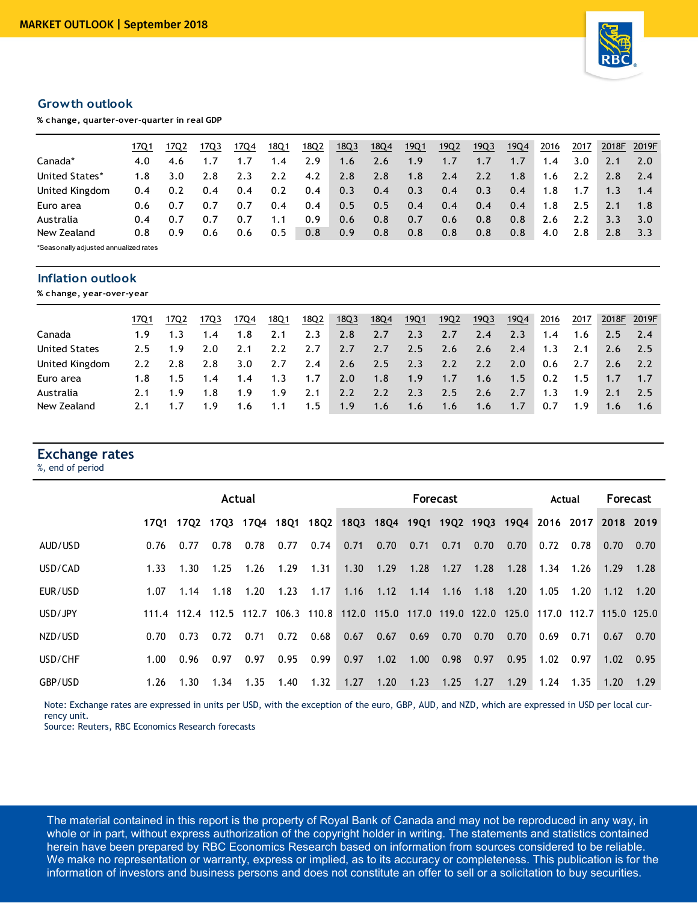## Growth outlook

% change, quarter-over-quarter in real GDP

| | 17Q1 | 17Q2 | 17Q3 | 17Q4 | 18Q1 | 18Q2 | 18Q3 | 18Q4 | 19Q1 | 19Q2 | 19Q3 | 19Q4 | 2016 | 2017 | 2018F | 2019F |
|---|---|---|---|---|---|---|---|---|---|---|---|---|---|---|---|---|
| Canada* | 4.0 | 4.6 | 1.7 | 1.7 | 1.4 | 2.9 | 1.6 | 2.6 | 1.9 | 1.7 | 1.7 | 1.7 | 1.4 | 3.0 | 2.1 | 2.0 |
| United States* | 1.8 | 3.0 | 2.8 | 2.3 | 2.2 | 4.2 | 2.8 | 2.8 | 1.8 | 2.4 | 2.2 | 1.8 | 1.6 | 2.2 | 2.8 | 2.4 |
| United Kingdom | 0.4 | 0.2 | 0.4 | 0.4 | 0.2 | 0.4 | 0.3 | 0.4 | 0.3 | 0.4 | 0.3 | 0.4 | 1.8 | 1.7 | 1.3 | 1.4 |
| Euro area | 0.6 | 0.7 | 0.7 | 0.7 | 0.4 | 0.4 | 0.5 | 0.5 | 0.4 | 0.4 | 0.4 | 0.4 | 1.8 | 2.5 | 2.1 | 1.8 |
| Australia | 0.4 | 0.7 | 0.7 | 0.7 | 1.1 | 0.9 | 0.6 | 0.8 | 0.7 | 0.6 | 0.8 | 0.8 | 2.6 | 2.2 | 3.3 | 3.0 |
| New Zealand | 0.8 | 0.9 | 0.6 | 0.6 | 0.5 | 0.8 | 0.9 | 0.8 | 0.8 | 0.8 | 0.8 | 0.8 | 4.0 | 2.8 | 2.8 | 3.3 |

*Seasonally adjusted annualized rates

## Inflation outlook

% change, year-over-year

| | 17Q1 | 17Q2 | 17Q3 | 17Q4 | 18Q1 | 18Q2 | 18Q3 | 18Q4 | 19Q1 | 19Q2 | 19Q3 | 19Q4 | 2016 | 2017 | 2018F | 2019F |
|---|---|---|---|---|---|---|---|---|---|---|---|---|---|---|---|---|
| Canada | 1.9 | 1.3 | 1.4 | 1.8 | 2.1 | 2.3 | 2.8 | 2.7 | 2.3 | 2.7 | 2.4 | 2.3 | 1.4 | 1.6 | 2.5 | 2.4 |
| United States | 2.5 | 1.9 | 2.0 | 2.1 | 2.2 | 2.7 | 2.7 | 2.7 | 2.5 | 2.6 | 2.6 | 2.4 | 1.3 | 2.1 | 2.6 | 2.5 |
| United Kingdom | 2.2 | 2.8 | 2.8 | 3.0 | 2.7 | 2.4 | 2.6 | 2.5 | 2.3 | 2.2 | 2.2 | 2.0 | 0.6 | 2.7 | 2.6 | 2.2 |
| Euro area | 1.8 | 1.5 | 1.4 | 1.4 | 1.3 | 1.7 | 2.0 | 1.8 | 1.9 | 1.7 | 1.6 | 1.5 | 0.2 | 1.5 | 1.7 | 1.7 |
| Australia | 2.1 | 1.9 | 1.8 | 1.9 | 1.9 | 2.1 | 2.2 | 2.2 | 2.3 | 2.5 | 2.6 | 2.7 | 1.3 | 1.9 | 2.1 | 2.5 |
| New Zealand | 2.1 | 1.7 | 1.9 | 1.6 | 1.1 | 1.5 | 1.9 | 1.6 | 1.6 | 1.6 | 1.6 | 1.7 | 0.7 | 1.9 | 1.6 | 1.6 |

## Exchange rates

%, end of period

| | Actual | | | | | | Forecast | | | | | | Actual | | Forecast | |
|---|---|---|---|---|---|---|---|---|---|---|---|---|---|---|---|---|
| | 17Q1 | 17Q2 | 17Q3 | 17Q4 | 18Q1 | 18Q2 | 18Q3 | 18Q4 | 19Q1 | 19Q2 | 19Q3 | 19Q4 | 2016 | 2017 | 2018 | 2019 |
| AUD/USD | 0.76 | 0.77 | 0.78 | 0.78 | 0.77 | 0.74 | 0.71 | 0.70 | 0.71 | 0.71 | 0.70 | 0.70 | 0.72 | 0.78 | 0.70 | 0.70 |
| USD/CAD | 1.33 | 1.30 | 1.25 | 1.26 | 1.29 | 1.31 | 1.30 | 1.29 | 1.28 | 1.27 | 1.28 | 1.28 | 1.34 | 1.26 | 1.29 | 1.28 |
| EUR/USD | 1.07 | 1.14 | 1.18 | 1.20 | 1.23 | 1.17 | 1.16 | 1.12 | 1.14 | 1.16 | 1.18 | 1.20 | 1.05 | 1.20 | 1.12 | 1.20 |
| USD/JPY | 111.4 | 112.4 | 112.5 | 112.7 | 106.3 | 110.8 | 112.0 | 115.0 | 117.0 | 119.0 | 122.0 | 125.0 | 117.0 | 112.7 | 115.0 | 125.0 |
| NZD/USD | 0.70 | 0.73 | 0.72 | 0.71 | 0.72 | 0.68 | 0.67 | 0.67 | 0.69 | 0.70 | 0.70 | 0.70 | 0.69 | 0.71 | 0.67 | 0.70 |
| USD/CHF | 1.00 | 0.96 | 0.97 | 0.97 | 0.95 | 0.99 | 0.97 | 1.02 | 1.00 | 0.98 | 0.97 | 0.95 | 1.02 | 0.97 | 1.02 | 0.95 |
| GBP/USD | 1.26 | 1.30 | 1.34 | 1.35 | 1.40 | 1.32 | 1.27 | 1.20 | 1.23 | 1.25 | 1.27 | 1.29 | 1.24 | 1.35 | 1.20 | 1.29 |

Note: Exchange rates are expressed in units per USD, with the exception of the euro, GBP, AUD, and NZD, which are expressed in USD per local currency unit.
Source: Reuters, RBC Economics Research forecasts

The material contained in this report is the property of Royal Bank of Canada and may not be reproduced in any way, in whole or in part, without express authorization of the copyright holder in writing. The statements and statistics contained herein have been prepared by RBC Economics Research based on information from sources considered to be reliable. We make no representation or warranty, express or implied, as to its accuracy or completeness. This publication is for the information of investors and business persons and does not constitute an offer to sell or a solicitation to buy securities.